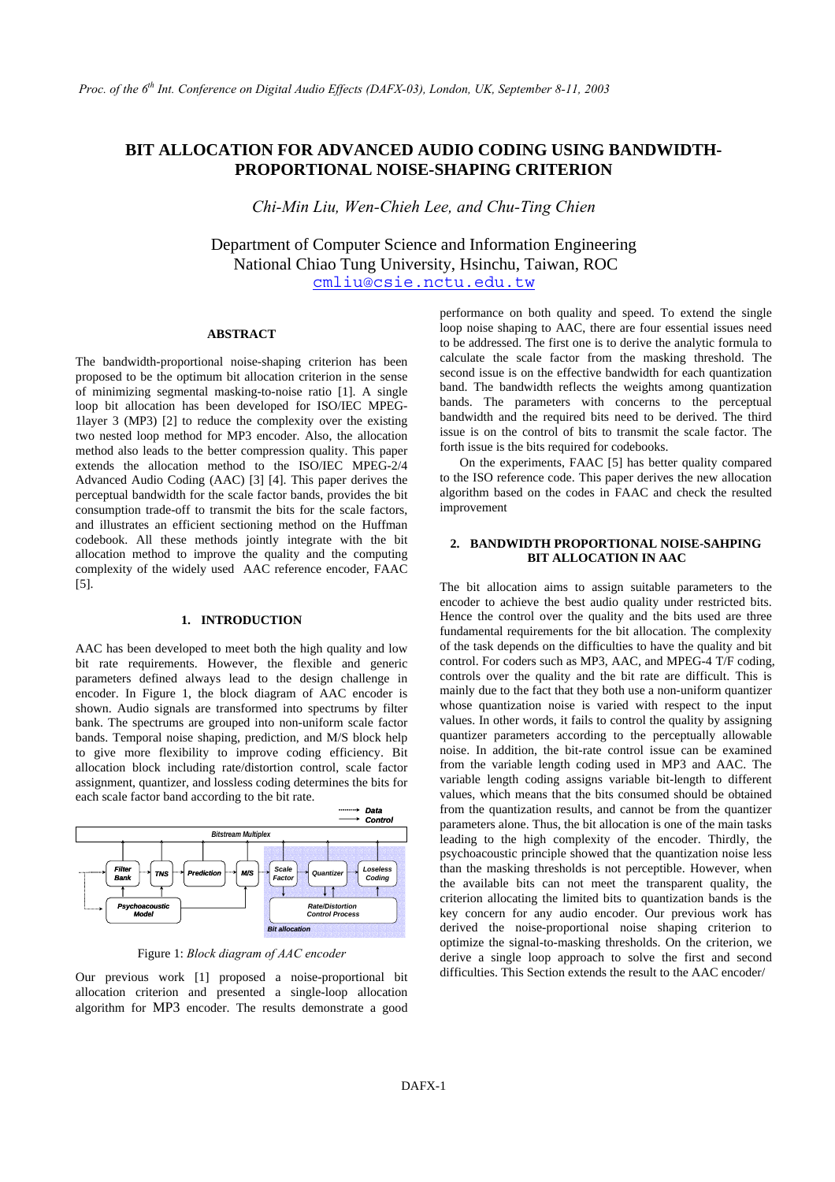# BIT ALLOCATION FOR ADVANCED AUDIO CODING USING BANDWIDTH-PROPORTIONAL NOISE-SHAPING CRITERION

*Chi-Min Liu, Wen-Chieh Lee, and Chu-Ting Chien*

Department of Computer Science and Information Engineering
National Chiao Tung University, Hsinchu, Taiwan, ROC
cmliu@csie.nctu.edu.tw

## ABSTRACT

The bandwidth-proportional noise-shaping criterion has been proposed to be the optimum bit allocation criterion in the sense of minimizing segmental masking-to-noise ratio [1]. A single loop bit allocation has been developed for ISO/IEC MPEG-1layer 3 (MP3) [2] to reduce the complexity over the existing two nested loop method for MP3 encoder. Also, the allocation method also leads to the better compression quality. This paper extends the allocation method to the ISO/IEC MPEG-2/4 Advanced Audio Coding (AAC) [3] [4]. This paper derives the perceptual bandwidth for the scale factor bands, provides the bit consumption trade-off to transmit the bits for the scale factors, and illustrates an efficient sectioning method on the Huffman codebook. All these methods jointly integrate with the bit allocation method to improve the quality and the computing complexity of the widely used AAC reference encoder, FAAC [5].

## 1. INTRODUCTION

AAC has been developed to meet both the high quality and low bit rate requirements. However, the flexible and generic parameters defined always lead to the design challenge in encoder. In Figure 1, the block diagram of AAC encoder is shown. Audio signals are transformed into spectrums by filter bank. The spectrums are grouped into non-uniform scale factor bands. Temporal noise shaping, prediction, and M/S block help to give more flexibility to improve coding efficiency. Bit allocation block including rate/distortion control, scale factor assignment, quantizer, and lossless coding determines the bits for each scale factor band according to the bit rate.

Figure 1: *Block diagram of AAC encoder*

Our previous work [1] proposed a noise-proportional bit allocation criterion and presented a single-loop allocation algorithm for MP3 encoder. The results demonstrate a good performance on both quality and speed. To extend the single loop noise shaping to AAC, there are four essential issues need to be addressed. The first one is to derive the analytic formula to calculate the scale factor from the masking threshold. The second issue is on the effective bandwidth for each quantization band. The bandwidth reflects the weights among quantization bands. The parameters with concerns to the perceptual bandwidth and the required bits need to be derived. The third issue is on the control of bits to transmit the scale factor. The forth issue is the bits required for codebooks.

On the experiments, FAAC [5] has better quality compared to the ISO reference code. This paper derives the new allocation algorithm based on the codes in FAAC and check the resulted improvement

## 2. BANDWIDTH PROPORTIONAL NOISE-SAHPING BIT ALLOCATION IN AAC

The bit allocation aims to assign suitable parameters to the encoder to achieve the best audio quality under restricted bits. Hence the control over the quality and the bits used are three fundamental requirements for the bit allocation. The complexity of the task depends on the difficulties to have the quality and bit control. For coders such as MP3, AAC, and MPEG-4 T/F coding, controls over the quality and the bit rate are difficult. This is mainly due to the fact that they both use a non-uniform quantizer whose quantization noise is varied with respect to the input values. In other words, it fails to control the quality by assigning quantizer parameters according to the perceptually allowable noise. In addition, the bit-rate control issue can be examined from the variable length coding used in MP3 and AAC. The variable length coding assigns variable bit-length to different values, which means that the bits consumed should be obtained from the quantization results, and cannot be from the quantizer parameters alone. Thus, the bit allocation is one of the main tasks leading to the high complexity of the encoder. Thirdly, the psychoacoustic principle showed that the quantization noise less than the masking thresholds is not perceptible. However, when the available bits can not meet the transparent quality, the criterion allocating the limited bits to quantization bands is the key concern for any audio encoder. Our previous work has derived the noise-proportional noise shaping criterion to optimize the signal-to-masking thresholds. On the criterion, we derive a single loop approach to solve the first and second difficulties. This Section extends the result to the AAC encoder/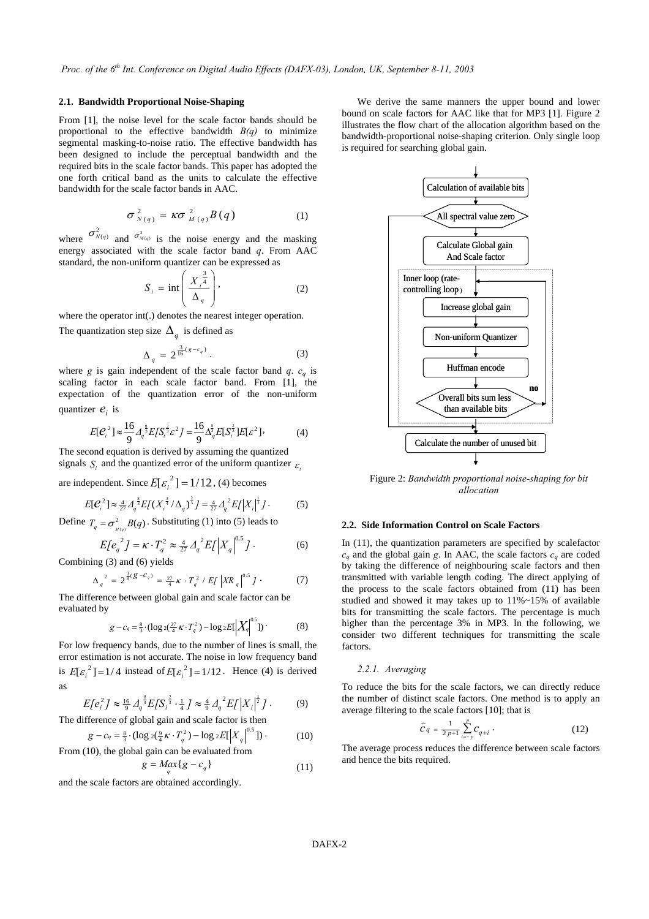### 2.1. Bandwidth Proportional Noise-Shaping

From [1], the noise level for the scale factor bands should be proportional to the effective bandwidth *B(q)* to minimize segmental masking-to-noise ratio. The effective bandwidth has been designed to include the perceptual bandwidth and the required bits in the scale factor bands. This paper has adopted the one forth critical band as the units to calculate the effective bandwidth for the scale factor bands in AAC.

$$\sigma^2_{N(q)} = \kappa \sigma^2_{M(q)} B(q) \tag{1}$$

where $\sigma^2_{N(q)}$ and $\sigma^2_{M(q)}$ is the noise energy and the masking energy associated with the scale factor band *q*. From AAC standard, the non-uniform quantizer can be expressed as

$$S_i = \text{int}\left(\frac{X_i^{\frac{3}{4}}}{\Delta_q}\right), \tag{2}$$

where the operator int(.) denotes the nearest integer operation.

The quantization step size $\Delta_q$ is defined as

$$\Delta_q = 2^{\frac{3}{16}(g - c_q)}. \tag{3}$$

where *g* is gain independent of the scale factor band *q*. $c_q$ is scaling factor in each scale factor band. From [1], the expectation of the quantization error of the non-uniform quantizer $e_i$ is

$$E[e_i^2] \approx \frac{16}{9}\Delta_q^{\frac{8}{3}} E[S_i^{\frac{2}{3}}\varepsilon^2] = \frac{16}{9}\Delta_q^{\frac{8}{3}} E[S_i^{\frac{2}{3}}] E[\varepsilon^2], \tag{4}$$

The second equation is derived by assuming the quantized signals $S_i$ and the quantized error of the uniform quantizer $\varepsilon_i$ are independent. Since $E[\varepsilon_i^2] = 1/12$, (4) becomes

$$E[e_i^2] \approx \tfrac{4}{27}\Delta_q^{\frac{8}{3}} E[(X_i^{\frac{3}{4}}/\Delta_q)^{\frac{2}{3}}] = \tfrac{4}{27}\Delta_q^{2} E[|X_i|^{\frac{1}{2}}]. \tag{5}$$

Define $T_q = \sigma^2_{M(q)} B(q)$. Substituting (1) into (5) leads to

$$E[e_q^2] = \kappa \cdot T_q^2 \approx \tfrac{4}{27}\Delta_q^2 E[|X_q|^{0.5}]. \tag{6}$$

Combining (3) and (6) yields

$$\Delta_q^2 = 2^{\frac{3}{8}(g - c_q)} = \tfrac{27}{4}\kappa \cdot T_q^2 / E[|XR_q|^{0.5}]. \tag{7}$$

The difference between global gain and scale factor can be evaluated by

$$g - c_q = \tfrac{8}{3}\cdot(\log_2(\tfrac{27}{4}\kappa \cdot T_q^2) - \log_2 E[|X_q|^{0.5}]). \tag{8}$$

For low frequency bands, due to the number of lines is small, the error estimation is not accurate. The noise in low frequency band is $E[\varepsilon_i^2] = 1/4$ instead of $E[\varepsilon_i^2] = 1/12$. Hence (4) is derived as

$$E[e_i^2] \approx \tfrac{16}{9}\Delta_q^{\frac{8}{3}} E[S_i^{\frac{2}{3}} \cdot \tfrac{1}{4}] \approx \tfrac{4}{9}\Delta_q^2 E[|X_i|^{\frac{1}{2}}]. \tag{9}$$

The difference of global gain and scale factor is then

$$g - c_q = \tfrac{8}{3}\cdot(\log_2(\tfrac{9}{4}\kappa \cdot T_q^2) - \log_2 E[|X_q|^{0.5}]). \tag{10}$$

From (10), the global gain can be evaluated from

$$g = \underset{q}{Max}\{g - c_q\} \tag{11}$$

and the scale factors are obtained accordingly.

We derive the same manners the upper bound and lower bound on scale factors for AAC like that for MP3 [1]. Figure 2 illustrates the flow chart of the allocation algorithm based on the bandwidth-proportional noise-shaping criterion. Only single loop is required for searching global gain.

Calculation of available bits → All spectral value zero → Calculate Global gain And Scale factor → Inner loop (rate-controlling loop): Increase global gain → Non-uniform Quantizer → Huffman encode → Overall bits sum less than available bits (no: back to Increase global gain) → Calculate the number of unused bit

Figure 2: *Bandwidth proportional noise-shaping for bit allocation*

### 2.2. Side Information Control on Scale Factors

In (11), the quantization parameters are specified by scalefactor $c_q$ and the global gain *g*. In AAC, the scale factors $c_q$ are coded by taking the difference of neighbouring scale factors and then transmitted with variable length coding. The direct applying of the process to the scale factors obtained from (11) has been studied and showed it may takes up to 11%~15% of available bits for transmitting the scale factors. The percentage is much higher than the percentage 3% in MP3. In the following, we consider two different techniques for transmitting the scale factors.

#### 2.2.1. Averaging

To reduce the bits for the scale factors, we can directly reduce the number of distinct scale factors. One method is to apply an average filtering to the scale factors [10]; that is

$$\hat{c}_q = \frac{1}{2p+1}\sum_{i=-p}^{p} c_{q+i}. \tag{12}$$

The average process reduces the difference between scale factors and hence the bits required.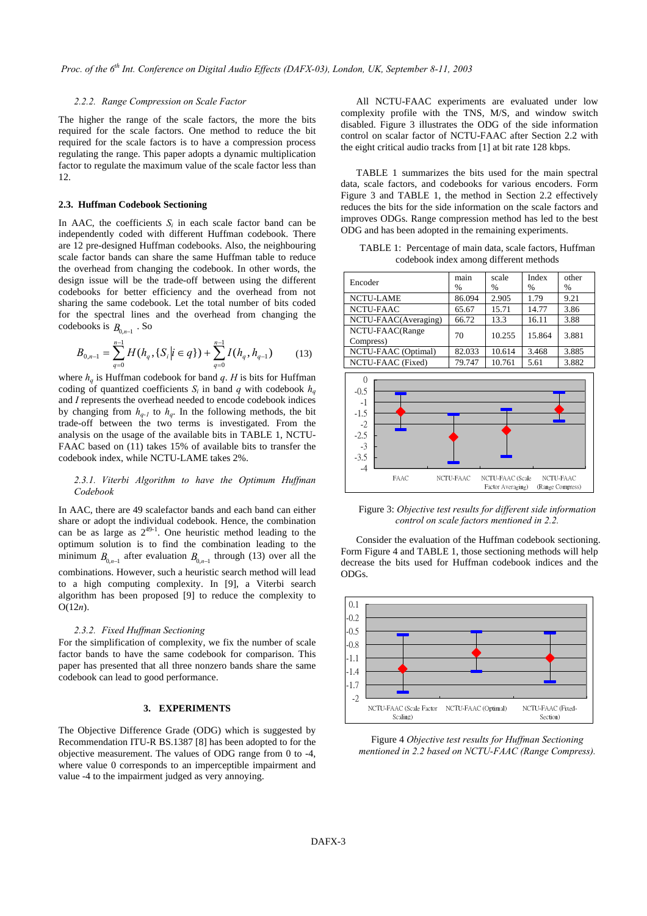#### 2.2.2. Range Compression on Scale Factor

The higher the range of the scale factors, the more the bits required for the scale factors. One method to reduce the bit required for the scale factors is to have a compression process regulating the range. This paper adopts a dynamic multiplication factor to regulate the maximum value of the scale factor less than 12.

### 2.3. Huffman Codebook Sectioning

In AAC, the coefficients $S_i$ in each scale factor band can be independently coded with different Huffman codebook. There are 12 pre-designed Huffman codebooks. Also, the neighbouring scale factor bands can share the same Huffman table to reduce the overhead from changing the codebook. In other words, the design issue will be the trade-off between using the different codebooks for better efficiency and the overhead from not sharing the same codebook. Let the total number of bits coded for the spectral lines and the overhead from changing the codebooks is $B_{0,n-1}$. So

$$B_{0,n-1} = \sum_{q=0}^{n-1} H(h_q, \{S_i | i \in q\}) + \sum_{q=0}^{n-1} I(h_q, h_{q-1}) \qquad (13)$$

where $h_q$ is Huffman codebook for band $q$. $H$ is bits for Huffman coding of quantized coefficients $S_i$ in band $q$ with codebook $h_q$ and $I$ represents the overhead needed to encode codebook indices by changing from $h_{q-1}$ to $h_q$. In the following methods, the bit trade-off between the two terms is investigated. From the analysis on the usage of the available bits in TABLE 1, NCTU-FAAC based on (11) takes 15% of available bits to transfer the codebook index, while NCTU-LAME takes 2%.

#### 2.3.1. Viterbi Algorithm to have the Optimum Huffman Codebook

In AAC, there are 49 scalefactor bands and each band can either share or adopt the individual codebook. Hence, the combination can be as large as $2^{49-1}$. One heuristic method leading to the optimum solution is to find the combination leading to the minimum $B_{0,n-1}$ after evaluation $B_{0,n-1}$ through (13) over all the combinations. However, such a heuristic search method will lead to a high computing complexity. In [9], a Viterbi algorithm has been proposed [9] to reduce the complexity to O(12*n*).

#### 2.3.2. Fixed Huffman Sectioning

For the simplification of complexity, we fix the number of scale factor bands to have the same codebook for comparison. This paper has presented that all three nonzero bands share the same codebook can lead to good performance.

## 3. EXPERIMENTS

The Objective Difference Grade (ODG) which is suggested by Recommendation ITU-R BS.1387 [8] has been adopted to for the objective measurement. The values of ODG range from 0 to -4, where value 0 corresponds to an imperceptible impairment and value -4 to the impairment judged as very annoying.

All NCTU-FAAC experiments are evaluated under low complexity profile with the TNS, M/S, and window switch disabled. Figure 3 illustrates the ODG of the side information control on scalar factor of NCTU-FAAC after Section 2.2 with the eight critical audio tracks from [1] at bit rate 128 kbps.

TABLE 1 summarizes the bits used for the main spectral data, scale factors, and codebooks for various encoders. Form Figure 3 and TABLE 1, the method in Section 2.2 effectively reduces the bits for the side information on the scale factors and improves ODGs. Range compression method has led to the best ODG and has been adopted in the remaining experiments.

TABLE 1: Percentage of main data, scale factors, Huffman codebook index among different methods

| Encoder | main % | scale % | Index % | other % |
|---|---|---|---|---|
| NCTU-LAME | 86.094 | 2.905 | 1.79 | 9.21 |
| NCTU-FAAC | 65.67 | 15.71 | 14.77 | 3.86 |
| NCTU-FAAC(Averaging) | 66.72 | 13.3 | 16.11 | 3.88 |
| NCTU-FAAC(Range Compress) | 70 | 10.255 | 15.864 | 3.881 |
| NCTU-FAAC (Optimal) | 82.033 | 10.614 | 3.468 | 3.885 |
| NCTU-FAAC (Fixed) | 79.747 | 10.761 | 5.61 | 3.882 |

Figure 3: *Objective test results for different side information control on scale factors mentioned in 2.2.*

Consider the evaluation of the Huffman codebook sectioning. Form Figure 4 and TABLE 1, those sectioning methods will help decrease the bits used for Huffman codebook indices and the ODGs.

Figure 4 *Objective test results for Huffman Sectioning mentioned in 2.2 based on NCTU-FAAC (Range Compress).*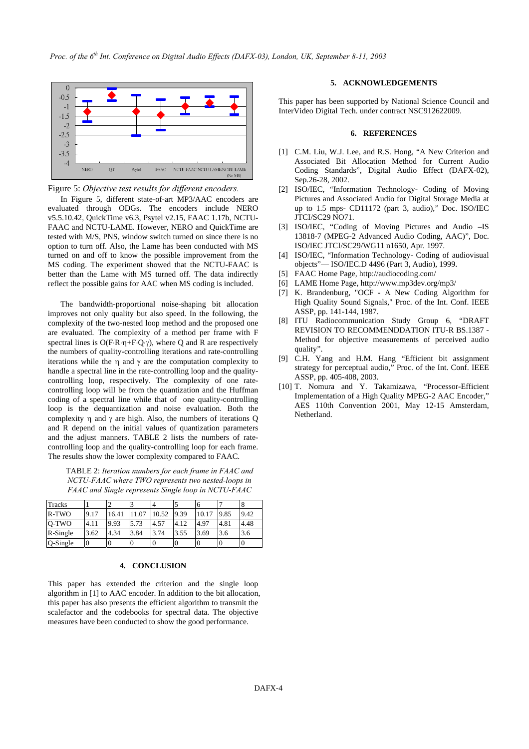0
-0.5
-1
-1.5
-2
-2.5
-3
-3.5
-4

NERO QT Psytel FAAC NCTU-FAAC NCTU-LAME NCTU-LAME (No MS)

Figure 5: *Objective test results for different encoders.*

In Figure 5, different state-of-art MP3/AAC encoders are evaluated through ODGs. The encoders include NERO v5.5.10.42, QuickTime v6.3, Psytel v2.15, FAAC 1.17b, NCTU-FAAC and NCTU-LAME. However, NERO and QuickTime are tested with M/S, PNS, window switch turned on since there is no option to turn off. Also, the Lame has been conducted with MS turned on and off to know the possible improvement from the MS coding. The experiment showed that the NCTU-FAAC is better than the Lame with MS turned off. The data indirectly reflect the possible gains for AAC when MS coding is included.

The bandwidth-proportional noise-shaping bit allocation improves not only quality but also speed. In the following, the complexity of the two-nested loop method and the proposed one are evaluated. The complexity of a method per frame with F spectral lines is $O(F \cdot R \cdot \eta + F \cdot Q \cdot \gamma)$, where Q and R are respectively the numbers of quality-controlling iterations and rate-controlling iterations while the $\eta$ and $\gamma$ are the computation complexity to handle a spectral line in the rate-controlling loop and the quality-controlling loop, respectively. The complexity of one rate-controlling loop will be from the quantization and the Huffman coding of a spectral line while that of one quality-controlling loop is the dequantization and noise evaluation. Both the complexity $\eta$ and $\gamma$ are high. Also, the numbers of iterations Q and R depend on the initial values of quantization parameters and the adjust manners. TABLE 2 lists the numbers of rate-controlling loop and the quality-controlling loop for each frame. The results show the lower complexity compared to FAAC.

TABLE 2: *Iteration numbers for each frame in FAAC and NCTU-FAAC where TWO represents two nested-loops in FAAC and Single represents Single loop in NCTU-FAAC*

| Tracks | 1 | 2 | 3 | 4 | 5 | 6 | 7 | 8 |
|---|---|---|---|---|---|---|---|---|
| R-TWO | 9.17 | 16.41 | 11.07 | 10.52 | 9.39 | 10.17 | 9.85 | 9.42 |
| Q-TWO | 4.11 | 9.93 | 5.73 | 4.57 | 4.12 | 4.97 | 4.81 | 4.48 |
| R-Single | 3.62 | 4.34 | 3.84 | 3.74 | 3.55 | 3.69 | 3.6 | 3.6 |
| Q-Single | 0 | 0 | 0 | 0 | 0 | 0 | 0 | 0 |

## 4. CONCLUSION

This paper has extended the criterion and the single loop algorithm in [1] to AAC encoder. In addition to the bit allocation, this paper has also presents the efficient algorithm to transmit the scalefactor and the codebooks for spectral data. The objective measures have been conducted to show the good performance.

## 5. ACKNOWLEDGEMENTS

This paper has been supported by National Science Council and InterVideo Digital Tech. under contract NSC912622009.

## 6. REFERENCES

[1] C.M. Liu, W.J. Lee, and R.S. Hong, "A New Criterion and Associated Bit Allocation Method for Current Audio Coding Standards", Digital Audio Effect (DAFX-02), Sep.26-28, 2002.

[2] ISO/IEC, "Information Technology- Coding of Moving Pictures and Associated Audio for Digital Storage Media at up to 1.5 mps- CD11172 (part 3, audio)," Doc. ISO/IEC JTCI/SC29 NO71.

[3] ISO/IEC, "Coding of Moving Pictures and Audio –IS 13818-7 (MPEG-2 Advanced Audio Coding, AAC)", Doc. ISO/IEC JTCI/SC29/WG11 n1650, Apr. 1997.

[4] ISO/IEC, "Information Technology- Coding of audiovisual objects"— ISO/IEC.D 4496 (Part 3, Audio), 1999.

[5] FAAC Home Page, http://audiocoding.com/

[6] LAME Home Page, http://www.mp3dev.org/mp3/

[7] K. Brandenburg, "OCF - A New Coding Algorithm for High Quality Sound Signals," Proc. of the Int. Conf. IEEE ASSP, pp. 141-144, 1987.

[8] ITU Radiocommunication Study Group 6, "DRAFT REVISION TO RECOMMENDDATION ITU-R BS.1387 - Method for objective measurements of perceived audio quality".

[9] C.H. Yang and H.M. Hang "Efficient bit assignment strategy for perceptual audio," Proc. of the Int. Conf. IEEE ASSP, pp. 405-408, 2003.

[10] T. Nomura and Y. Takamizawa, "Processor-Efficient Implementation of a High Quality MPEG-2 AAC Encoder," AES 110th Convention 2001, May 12-15 Amsterdam, Netherland.